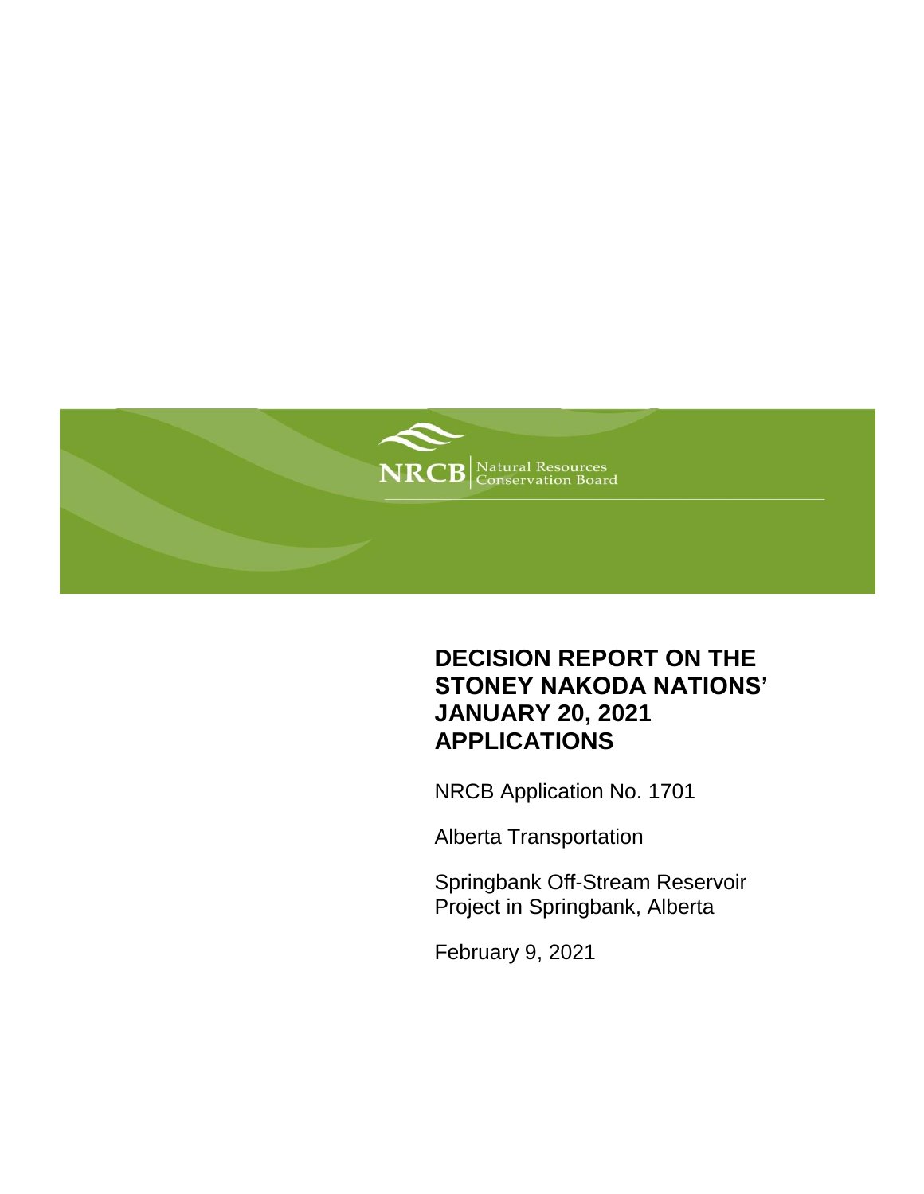NRCB | Natural Resources Conservation Board

# DECISION REPORT ON THE STONEY NAKODA NATIONS' JANUARY 20, 2021 APPLICATIONS

NRCB Application No. 1701

Alberta Transportation

Springbank Off-Stream Reservoir Project in Springbank, Alberta

February 9, 2021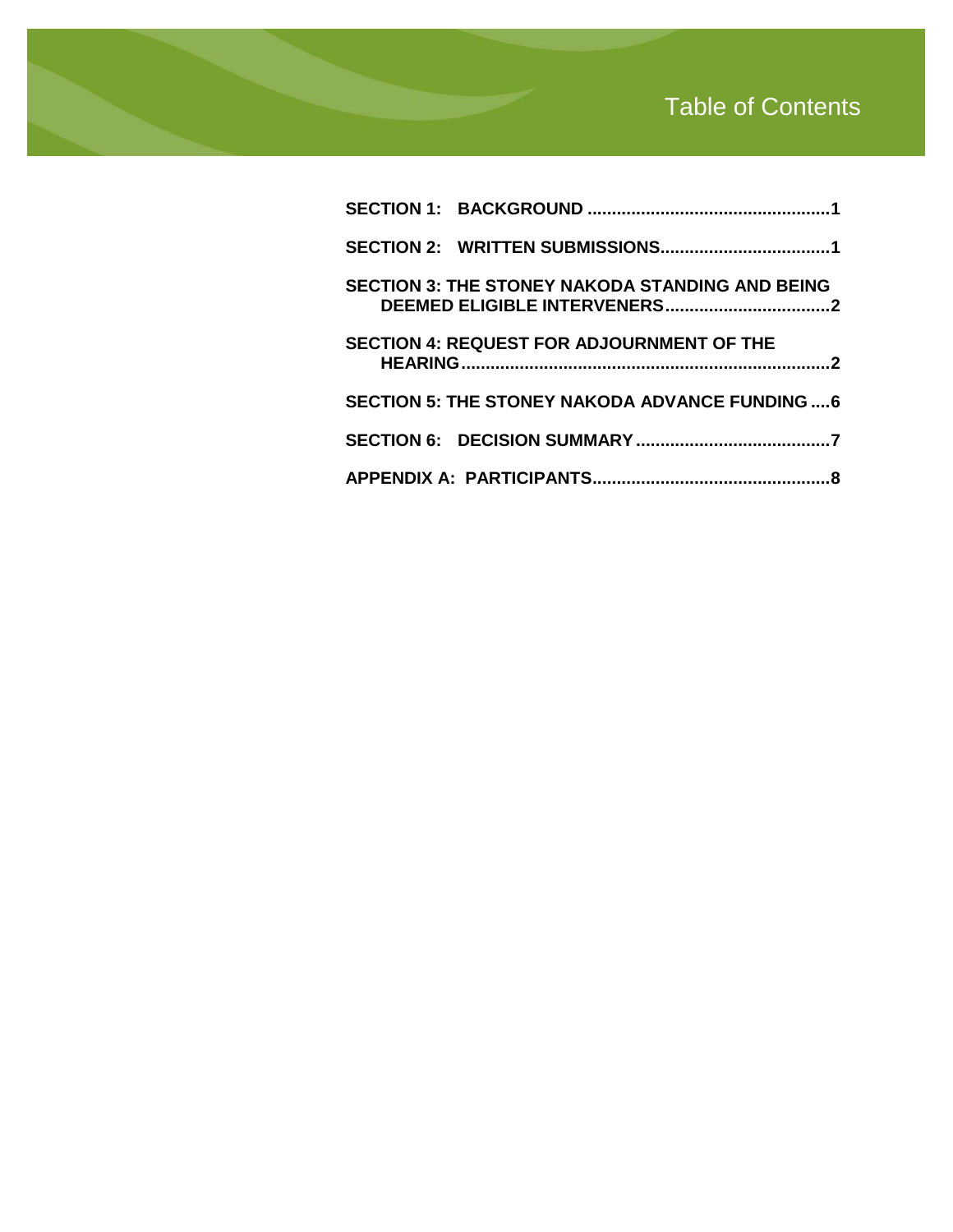# Table of Contents

**SECTION 1: BACKGROUND .................................................1**

**SECTION 2: WRITTEN SUBMISSIONS...................................1**

**SECTION 3: THE STONEY NAKODA STANDING AND BEING DEEMED ELIGIBLE INTERVENERS..................................2**

**SECTION 4: REQUEST FOR ADJOURNMENT OF THE HEARING............................................................................2**

**SECTION 5: THE STONEY NAKODA ADVANCE FUNDING ....6**

**SECTION 6: DECISION SUMMARY ........................................7**

**APPENDIX A: PARTICIPANTS.................................................8**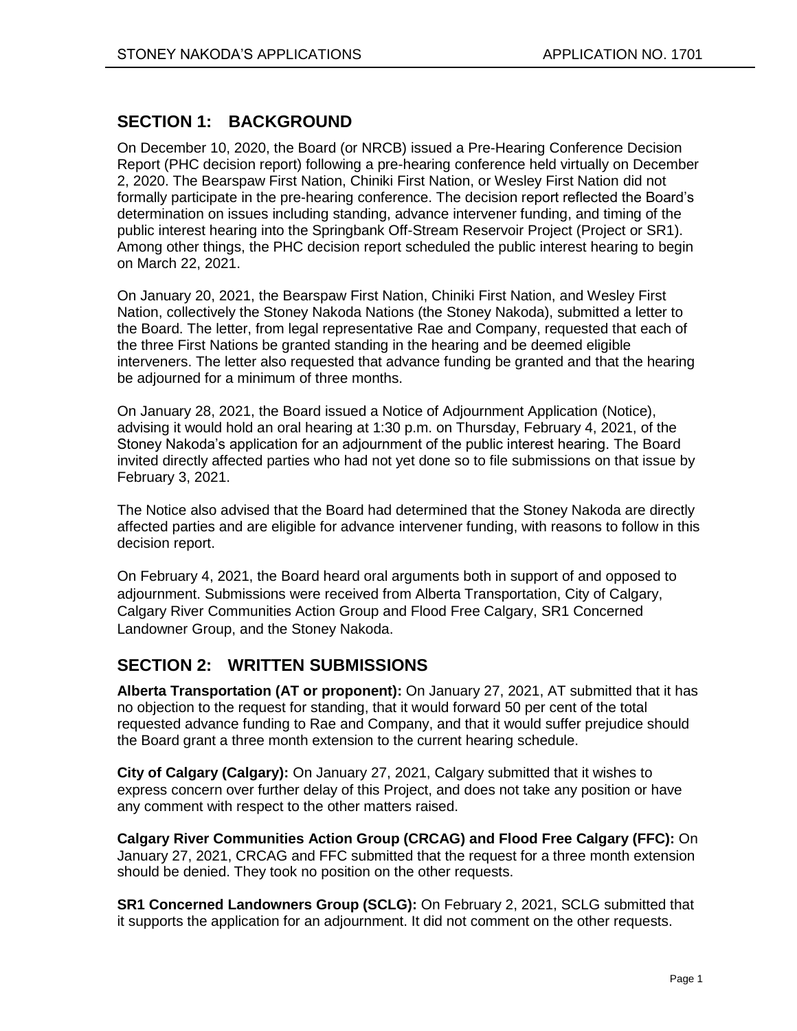## SECTION 1: BACKGROUND

On December 10, 2020, the Board (or NRCB) issued a Pre-Hearing Conference Decision Report (PHC decision report) following a pre-hearing conference held virtually on December 2, 2020. The Bearspaw First Nation, Chiniki First Nation, or Wesley First Nation did not formally participate in the pre-hearing conference. The decision report reflected the Board's determination on issues including standing, advance intervener funding, and timing of the public interest hearing into the Springbank Off-Stream Reservoir Project (Project or SR1). Among other things, the PHC decision report scheduled the public interest hearing to begin on March 22, 2021.

On January 20, 2021, the Bearspaw First Nation, Chiniki First Nation, and Wesley First Nation, collectively the Stoney Nakoda Nations (the Stoney Nakoda), submitted a letter to the Board. The letter, from legal representative Rae and Company, requested that each of the three First Nations be granted standing in the hearing and be deemed eligible interveners. The letter also requested that advance funding be granted and that the hearing be adjourned for a minimum of three months.

On January 28, 2021, the Board issued a Notice of Adjournment Application (Notice), advising it would hold an oral hearing at 1:30 p.m. on Thursday, February 4, 2021, of the Stoney Nakoda's application for an adjournment of the public interest hearing. The Board invited directly affected parties who had not yet done so to file submissions on that issue by February 3, 2021.

The Notice also advised that the Board had determined that the Stoney Nakoda are directly affected parties and are eligible for advance intervener funding, with reasons to follow in this decision report.

On February 4, 2021, the Board heard oral arguments both in support of and opposed to adjournment. Submissions were received from Alberta Transportation, City of Calgary, Calgary River Communities Action Group and Flood Free Calgary, SR1 Concerned Landowner Group, and the Stoney Nakoda.

## SECTION 2: WRITTEN SUBMISSIONS

**Alberta Transportation (AT or proponent):** On January 27, 2021, AT submitted that it has no objection to the request for standing, that it would forward 50 per cent of the total requested advance funding to Rae and Company, and that it would suffer prejudice should the Board grant a three month extension to the current hearing schedule.

**City of Calgary (Calgary):** On January 27, 2021, Calgary submitted that it wishes to express concern over further delay of this Project, and does not take any position or have any comment with respect to the other matters raised.

**Calgary River Communities Action Group (CRCAG) and Flood Free Calgary (FFC):** On January 27, 2021, CRCAG and FFC submitted that the request for a three month extension should be denied. They took no position on the other requests.

**SR1 Concerned Landowners Group (SCLG):** On February 2, 2021, SCLG submitted that it supports the application for an adjournment. It did not comment on the other requests.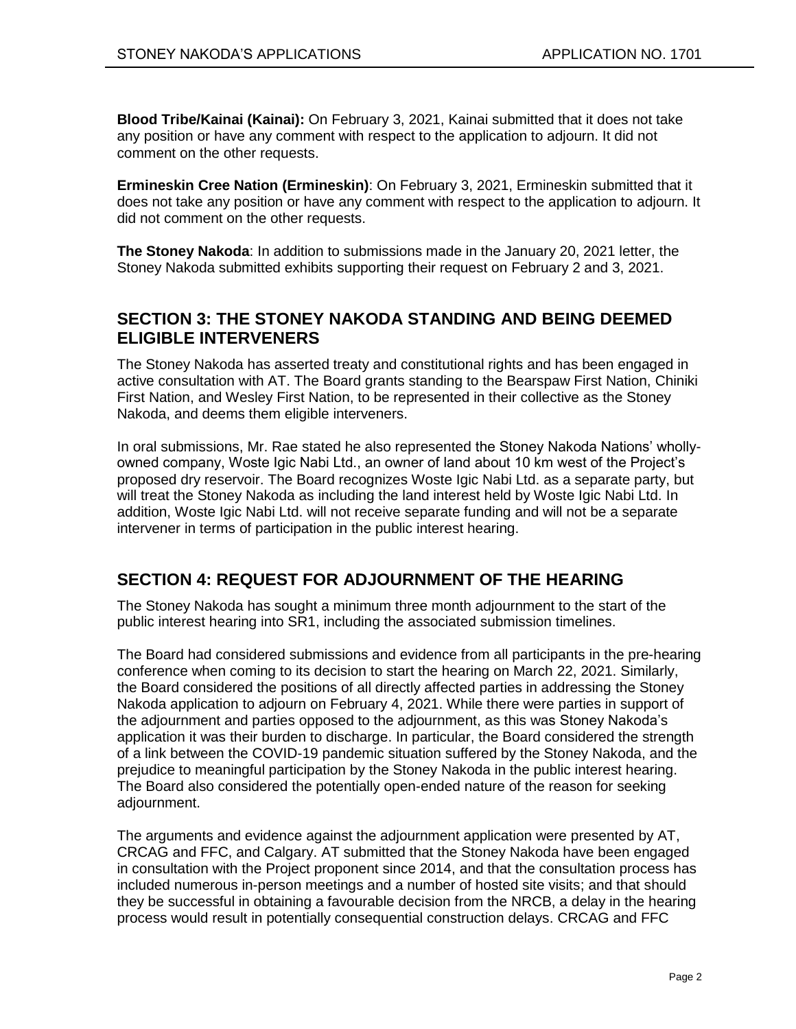**Blood Tribe/Kainai (Kainai):** On February 3, 2021, Kainai submitted that it does not take any position or have any comment with respect to the application to adjourn. It did not comment on the other requests.

**Ermineskin Cree Nation (Ermineskin)**: On February 3, 2021, Ermineskin submitted that it does not take any position or have any comment with respect to the application to adjourn. It did not comment on the other requests.

**The Stoney Nakoda**: In addition to submissions made in the January 20, 2021 letter, the Stoney Nakoda submitted exhibits supporting their request on February 2 and 3, 2021.

## SECTION 3: THE STONEY NAKODA STANDING AND BEING DEEMED ELIGIBLE INTERVENERS

The Stoney Nakoda has asserted treaty and constitutional rights and has been engaged in active consultation with AT. The Board grants standing to the Bearspaw First Nation, Chiniki First Nation, and Wesley First Nation, to be represented in their collective as the Stoney Nakoda, and deems them eligible interveners.

In oral submissions, Mr. Rae stated he also represented the Stoney Nakoda Nations' wholly-owned company, Woste Igic Nabi Ltd., an owner of land about 10 km west of the Project's proposed dry reservoir. The Board recognizes Woste Igic Nabi Ltd. as a separate party, but will treat the Stoney Nakoda as including the land interest held by Woste Igic Nabi Ltd. In addition, Woste Igic Nabi Ltd. will not receive separate funding and will not be a separate intervener in terms of participation in the public interest hearing.

## SECTION 4: REQUEST FOR ADJOURNMENT OF THE HEARING

The Stoney Nakoda has sought a minimum three month adjournment to the start of the public interest hearing into SR1, including the associated submission timelines.

The Board had considered submissions and evidence from all participants in the pre-hearing conference when coming to its decision to start the hearing on March 22, 2021. Similarly, the Board considered the positions of all directly affected parties in addressing the Stoney Nakoda application to adjourn on February 4, 2021. While there were parties in support of the adjournment and parties opposed to the adjournment, as this was Stoney Nakoda's application it was their burden to discharge. In particular, the Board considered the strength of a link between the COVID-19 pandemic situation suffered by the Stoney Nakoda, and the prejudice to meaningful participation by the Stoney Nakoda in the public interest hearing. The Board also considered the potentially open-ended nature of the reason for seeking adjournment.

The arguments and evidence against the adjournment application were presented by AT, CRCAG and FFC, and Calgary. AT submitted that the Stoney Nakoda have been engaged in consultation with the Project proponent since 2014, and that the consultation process has included numerous in-person meetings and a number of hosted site visits; and that should they be successful in obtaining a favourable decision from the NRCB, a delay in the hearing process would result in potentially consequential construction delays. CRCAG and FFC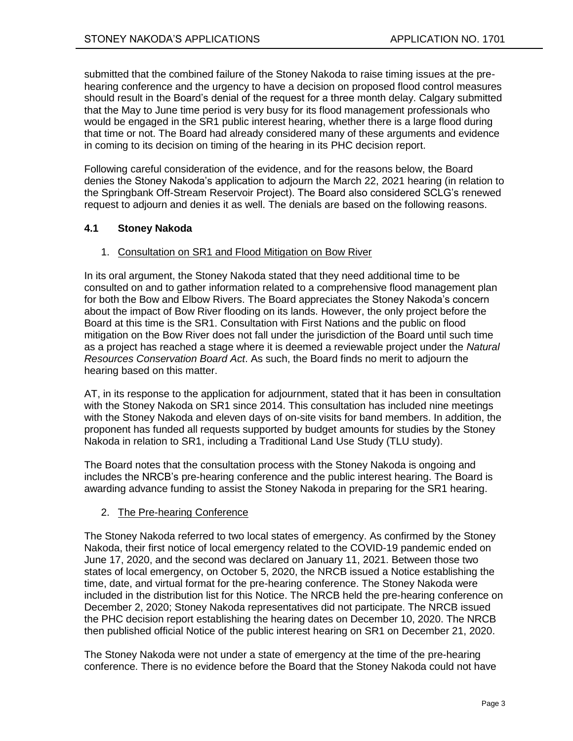submitted that the combined failure of the Stoney Nakoda to raise timing issues at the pre-hearing conference and the urgency to have a decision on proposed flood control measures should result in the Board's denial of the request for a three month delay. Calgary submitted that the May to June time period is very busy for its flood management professionals who would be engaged in the SR1 public interest hearing, whether there is a large flood during that time or not. The Board had already considered many of these arguments and evidence in coming to its decision on timing of the hearing in its PHC decision report.

Following careful consideration of the evidence, and for the reasons below, the Board denies the Stoney Nakoda's application to adjourn the March 22, 2021 hearing (in relation to the Springbank Off-Stream Reservoir Project). The Board also considered SCLG's renewed request to adjourn and denies it as well. The denials are based on the following reasons.

### 4.1 Stoney Nakoda

1. Consultation on SR1 and Flood Mitigation on Bow River

In its oral argument, the Stoney Nakoda stated that they need additional time to be consulted on and to gather information related to a comprehensive flood management plan for both the Bow and Elbow Rivers. The Board appreciates the Stoney Nakoda's concern about the impact of Bow River flooding on its lands. However, the only project before the Board at this time is the SR1. Consultation with First Nations and the public on flood mitigation on the Bow River does not fall under the jurisdiction of the Board until such time as a project has reached a stage where it is deemed a reviewable project under the *Natural Resources Conservation Board Act*. As such, the Board finds no merit to adjourn the hearing based on this matter.

AT, in its response to the application for adjournment, stated that it has been in consultation with the Stoney Nakoda on SR1 since 2014. This consultation has included nine meetings with the Stoney Nakoda and eleven days of on-site visits for band members. In addition, the proponent has funded all requests supported by budget amounts for studies by the Stoney Nakoda in relation to SR1, including a Traditional Land Use Study (TLU study).

The Board notes that the consultation process with the Stoney Nakoda is ongoing and includes the NRCB's pre-hearing conference and the public interest hearing. The Board is awarding advance funding to assist the Stoney Nakoda in preparing for the SR1 hearing.

2. The Pre-hearing Conference

The Stoney Nakoda referred to two local states of emergency. As confirmed by the Stoney Nakoda, their first notice of local emergency related to the COVID-19 pandemic ended on June 17, 2020, and the second was declared on January 11, 2021. Between those two states of local emergency, on October 5, 2020, the NRCB issued a Notice establishing the time, date, and virtual format for the pre-hearing conference. The Stoney Nakoda were included in the distribution list for this Notice. The NRCB held the pre-hearing conference on December 2, 2020; Stoney Nakoda representatives did not participate. The NRCB issued the PHC decision report establishing the hearing dates on December 10, 2020. The NRCB then published official Notice of the public interest hearing on SR1 on December 21, 2020.

The Stoney Nakoda were not under a state of emergency at the time of the pre-hearing conference. There is no evidence before the Board that the Stoney Nakoda could not have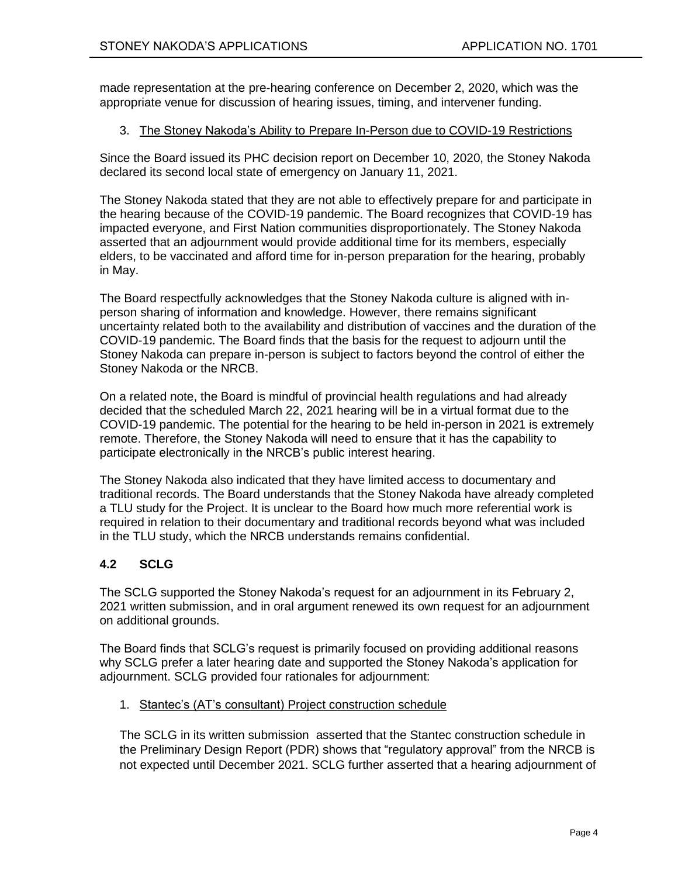made representation at the pre-hearing conference on December 2, 2020, which was the appropriate venue for discussion of hearing issues, timing, and intervener funding.

3. <u>The Stoney Nakoda's Ability to Prepare In-Person due to COVID-19 Restrictions</u>

Since the Board issued its PHC decision report on December 10, 2020, the Stoney Nakoda declared its second local state of emergency on January 11, 2021.

The Stoney Nakoda stated that they are not able to effectively prepare for and participate in the hearing because of the COVID-19 pandemic. The Board recognizes that COVID-19 has impacted everyone, and First Nation communities disproportionately. The Stoney Nakoda asserted that an adjournment would provide additional time for its members, especially elders, to be vaccinated and afford time for in-person preparation for the hearing, probably in May.

The Board respectfully acknowledges that the Stoney Nakoda culture is aligned with in-person sharing of information and knowledge. However, there remains significant uncertainty related both to the availability and distribution of vaccines and the duration of the COVID-19 pandemic. The Board finds that the basis for the request to adjourn until the Stoney Nakoda can prepare in-person is subject to factors beyond the control of either the Stoney Nakoda or the NRCB.

On a related note, the Board is mindful of provincial health regulations and had already decided that the scheduled March 22, 2021 hearing will be in a virtual format due to the COVID-19 pandemic. The potential for the hearing to be held in-person in 2021 is extremely remote. Therefore, the Stoney Nakoda will need to ensure that it has the capability to participate electronically in the NRCB's public interest hearing.

The Stoney Nakoda also indicated that they have limited access to documentary and traditional records. The Board understands that the Stoney Nakoda have already completed a TLU study for the Project. It is unclear to the Board how much more referential work is required in relation to their documentary and traditional records beyond what was included in the TLU study, which the NRCB understands remains confidential.

### 4.2 SCLG

The SCLG supported the Stoney Nakoda's request for an adjournment in its February 2, 2021 written submission, and in oral argument renewed its own request for an adjournment on additional grounds.

The Board finds that SCLG's request is primarily focused on providing additional reasons why SCLG prefer a later hearing date and supported the Stoney Nakoda's application for adjournment. SCLG provided four rationales for adjournment:

1. <u>Stantec's (AT's consultant) Project construction schedule</u>

   The SCLG in its written submission asserted that the Stantec construction schedule in the Preliminary Design Report (PDR) shows that "regulatory approval" from the NRCB is not expected until December 2021. SCLG further asserted that a hearing adjournment of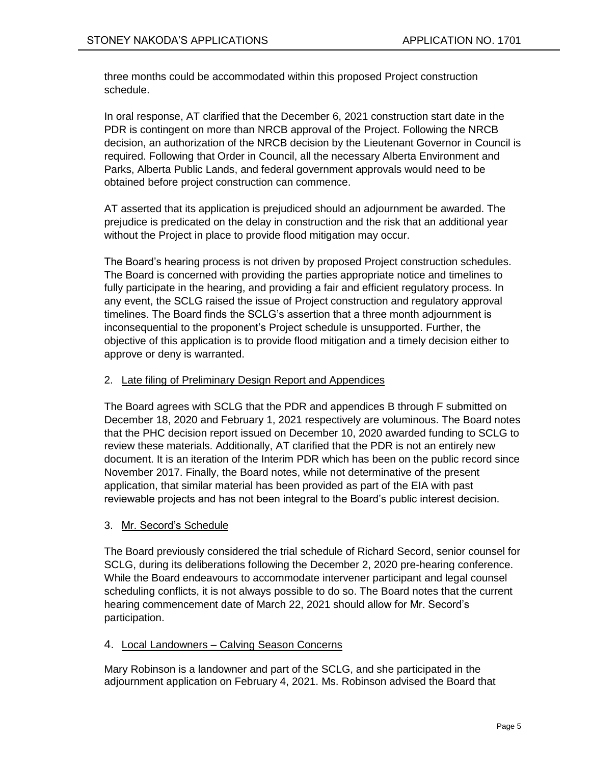three months could be accommodated within this proposed Project construction schedule.

In oral response, AT clarified that the December 6, 2021 construction start date in the PDR is contingent on more than NRCB approval of the Project. Following the NRCB decision, an authorization of the NRCB decision by the Lieutenant Governor in Council is required. Following that Order in Council, all the necessary Alberta Environment and Parks, Alberta Public Lands, and federal government approvals would need to be obtained before project construction can commence.

AT asserted that its application is prejudiced should an adjournment be awarded. The prejudice is predicated on the delay in construction and the risk that an additional year without the Project in place to provide flood mitigation may occur.

The Board's hearing process is not driven by proposed Project construction schedules. The Board is concerned with providing the parties appropriate notice and timelines to fully participate in the hearing, and providing a fair and efficient regulatory process. In any event, the SCLG raised the issue of Project construction and regulatory approval timelines. The Board finds the SCLG's assertion that a three month adjournment is inconsequential to the proponent's Project schedule is unsupported. Further, the objective of this application is to provide flood mitigation and a timely decision either to approve or deny is warranted.

2. Late filing of Preliminary Design Report and Appendices

The Board agrees with SCLG that the PDR and appendices B through F submitted on December 18, 2020 and February 1, 2021 respectively are voluminous. The Board notes that the PHC decision report issued on December 10, 2020 awarded funding to SCLG to review these materials. Additionally, AT clarified that the PDR is not an entirely new document. It is an iteration of the Interim PDR which has been on the public record since November 2017. Finally, the Board notes, while not determinative of the present application, that similar material has been provided as part of the EIA with past reviewable projects and has not been integral to the Board's public interest decision.

3. Mr. Secord's Schedule

The Board previously considered the trial schedule of Richard Secord, senior counsel for SCLG, during its deliberations following the December 2, 2020 pre-hearing conference. While the Board endeavours to accommodate intervener participant and legal counsel scheduling conflicts, it is not always possible to do so. The Board notes that the current hearing commencement date of March 22, 2021 should allow for Mr. Secord's participation.

4. Local Landowners – Calving Season Concerns

Mary Robinson is a landowner and part of the SCLG, and she participated in the adjournment application on February 4, 2021. Ms. Robinson advised the Board that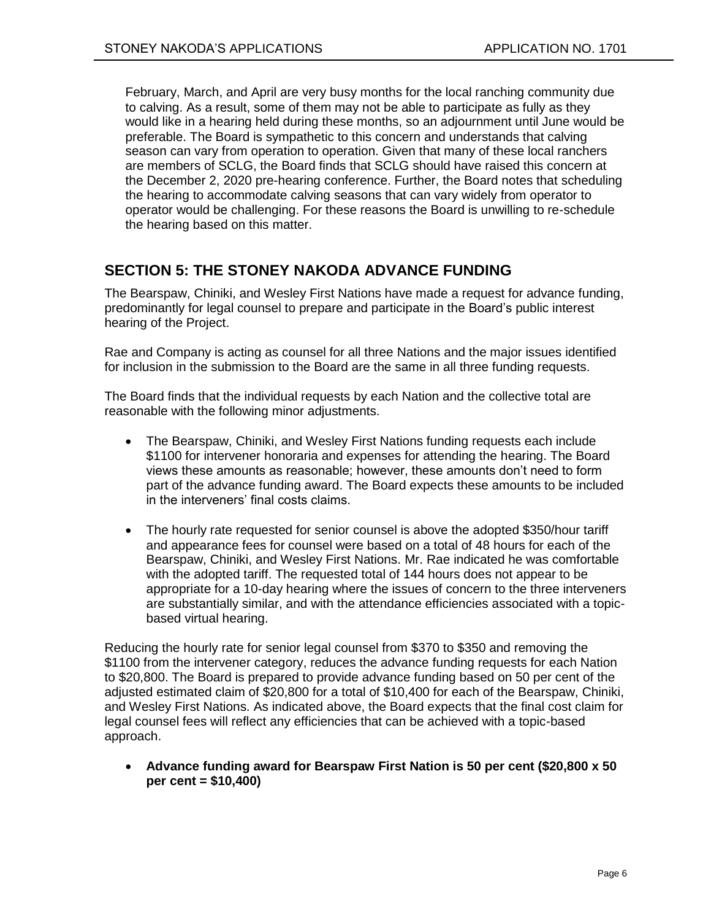February, March, and April are very busy months for the local ranching community due to calving. As a result, some of them may not be able to participate as fully as they would like in a hearing held during these months, so an adjournment until June would be preferable. The Board is sympathetic to this concern and understands that calving season can vary from operation to operation. Given that many of these local ranchers are members of SCLG, the Board finds that SCLG should have raised this concern at the December 2, 2020 pre-hearing conference. Further, the Board notes that scheduling the hearing to accommodate calving seasons that can vary widely from operator to operator would be challenging. For these reasons the Board is unwilling to re-schedule the hearing based on this matter.

## SECTION 5: THE STONEY NAKODA ADVANCE FUNDING

The Bearspaw, Chiniki, and Wesley First Nations have made a request for advance funding, predominantly for legal counsel to prepare and participate in the Board's public interest hearing of the Project.

Rae and Company is acting as counsel for all three Nations and the major issues identified for inclusion in the submission to the Board are the same in all three funding requests.

The Board finds that the individual requests by each Nation and the collective total are reasonable with the following minor adjustments.

- The Bearspaw, Chiniki, and Wesley First Nations funding requests each include \$1100 for intervener honoraria and expenses for attending the hearing. The Board views these amounts as reasonable; however, these amounts don't need to form part of the advance funding award. The Board expects these amounts to be included in the interveners' final costs claims.

- The hourly rate requested for senior counsel is above the adopted \$350/hour tariff and appearance fees for counsel were based on a total of 48 hours for each of the Bearspaw, Chiniki, and Wesley First Nations. Mr. Rae indicated he was comfortable with the adopted tariff. The requested total of 144 hours does not appear to be appropriate for a 10-day hearing where the issues of concern to the three interveners are substantially similar, and with the attendance efficiencies associated with a topic-based virtual hearing.

Reducing the hourly rate for senior legal counsel from \$370 to \$350 and removing the \$1100 from the intervener category, reduces the advance funding requests for each Nation to \$20,800. The Board is prepared to provide advance funding based on 50 per cent of the adjusted estimated claim of \$20,800 for a total of \$10,400 for each of the Bearspaw, Chiniki, and Wesley First Nations. As indicated above, the Board expects that the final cost claim for legal counsel fees will reflect any efficiencies that can be achieved with a topic-based approach.

- **Advance funding award for Bearspaw First Nation is 50 per cent (\$20,800 x 50 per cent = \$10,400)**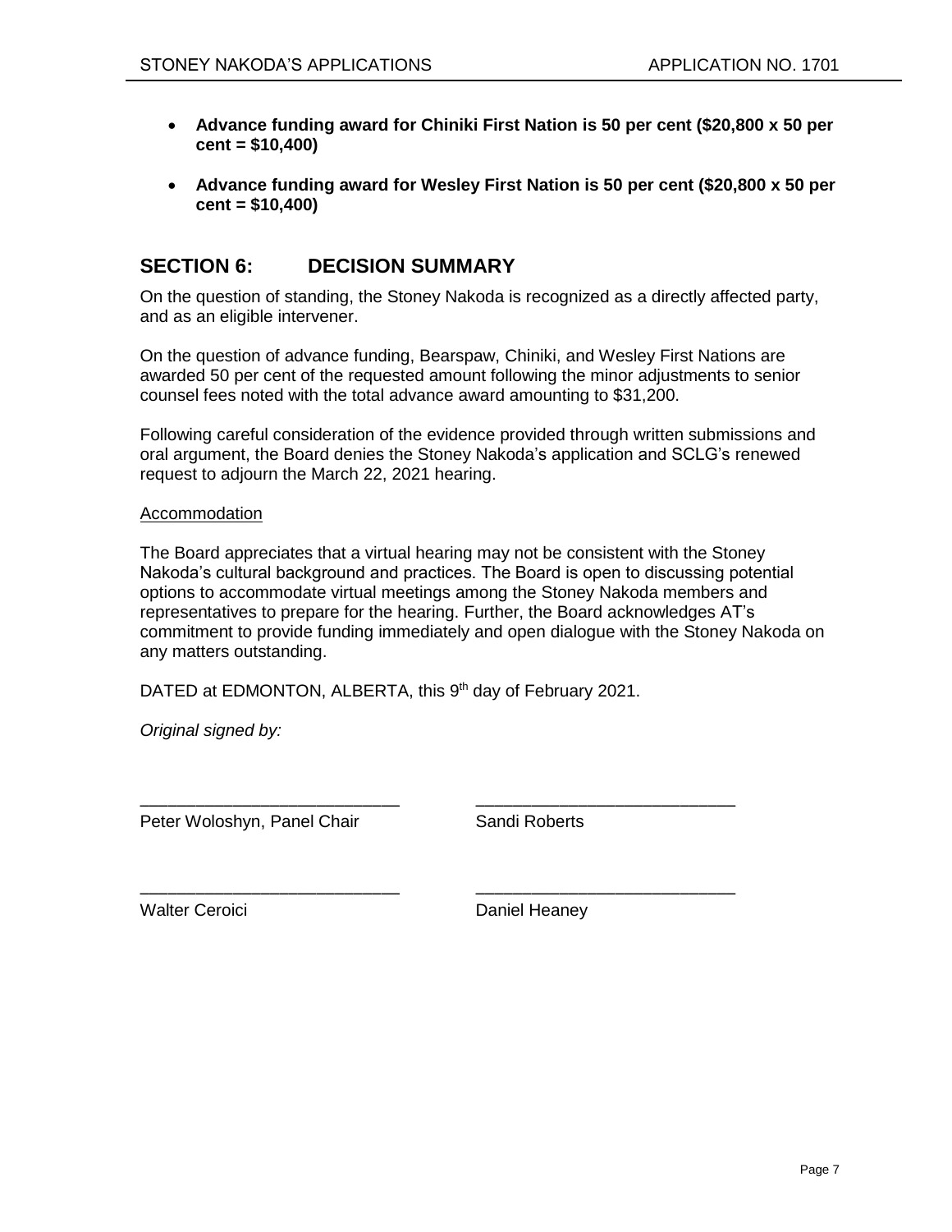- **Advance funding award for Chiniki First Nation is 50 per cent ($20,800 x 50 per cent = $10,400)**

- **Advance funding award for Wesley First Nation is 50 per cent ($20,800 x 50 per cent = $10,400)**

## SECTION 6: DECISION SUMMARY

On the question of standing, the Stoney Nakoda is recognized as a directly affected party, and as an eligible intervener.

On the question of advance funding, Bearspaw, Chiniki, and Wesley First Nations are awarded 50 per cent of the requested amount following the minor adjustments to senior counsel fees noted with the total advance award amounting to $31,200.

Following careful consideration of the evidence provided through written submissions and oral argument, the Board denies the Stoney Nakoda's application and SCLG's renewed request to adjourn the March 22, 2021 hearing.

Accommodation

The Board appreciates that a virtual hearing may not be consistent with the Stoney Nakoda's cultural background and practices. The Board is open to discussing potential options to accommodate virtual meetings among the Stoney Nakoda members and representatives to prepare for the hearing. Further, the Board acknowledges AT's commitment to provide funding immediately and open dialogue with the Stoney Nakoda on any matters outstanding.

DATED at EDMONTON, ALBERTA, this 9th day of February 2021.

*Original signed by:*

| | |
|---|---|
| Peter Woloshyn, Panel Chair | Sandi Roberts |
| Walter Ceroici | Daniel Heaney |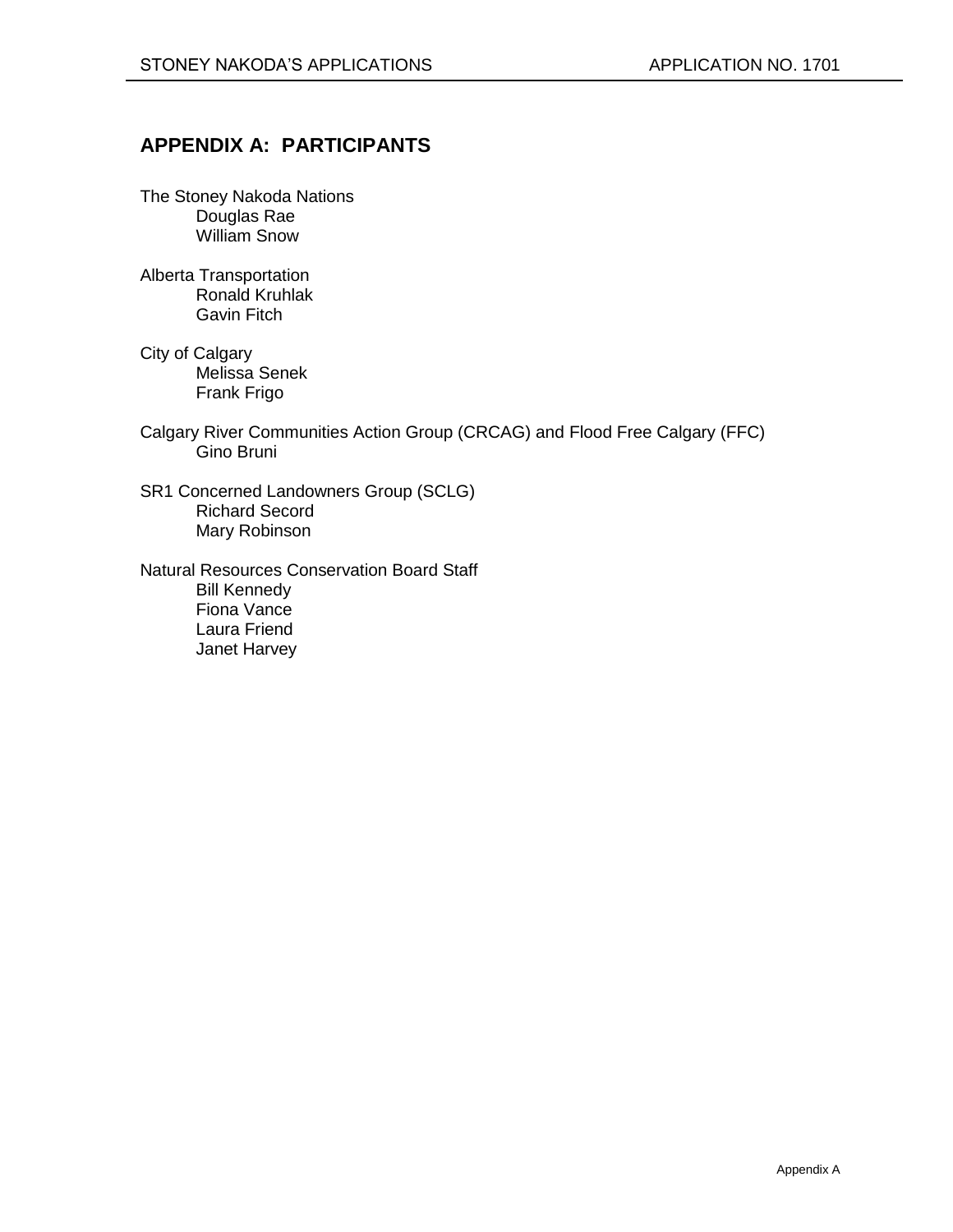## APPENDIX A: PARTICIPANTS

The Stoney Nakoda Nations
- Douglas Rae
- William Snow

Alberta Transportation
- Ronald Kruhlak
- Gavin Fitch

City of Calgary
- Melissa Senek
- Frank Frigo

Calgary River Communities Action Group (CRCAG) and Flood Free Calgary (FFC)
- Gino Bruni

SR1 Concerned Landowners Group (SCLG)
- Richard Secord
- Mary Robinson

Natural Resources Conservation Board Staff
- Bill Kennedy
- Fiona Vance
- Laura Friend
- Janet Harvey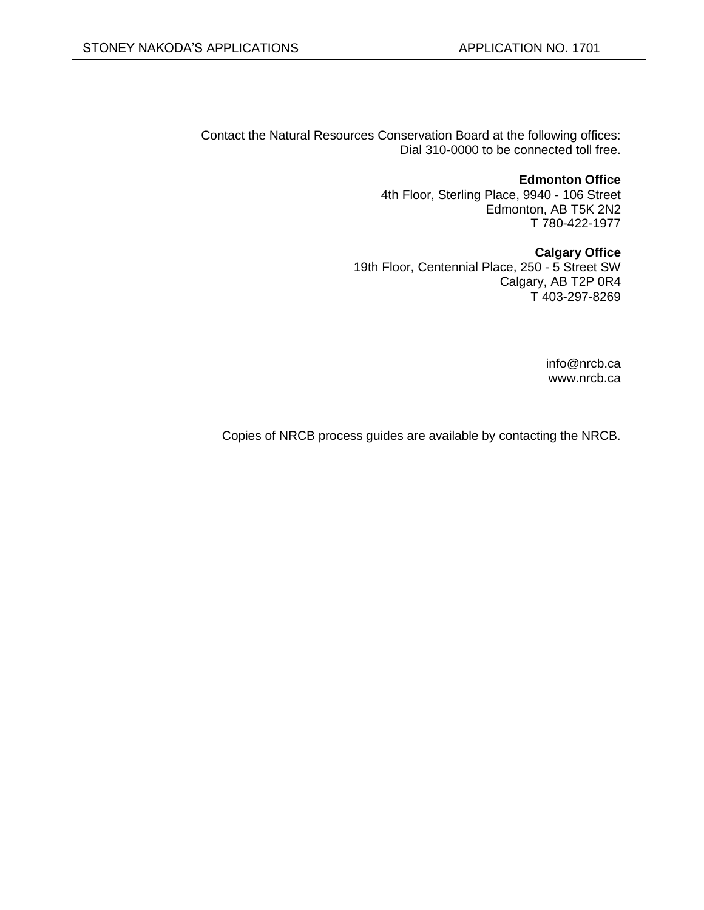Contact the Natural Resources Conservation Board at the following offices:
Dial 310-0000 to be connected toll free.

**Edmonton Office**
4th Floor, Sterling Place, 9940 - 106 Street
Edmonton, AB T5K 2N2
T 780-422-1977

**Calgary Office**
19th Floor, Centennial Place, 250 - 5 Street SW
Calgary, AB T2P 0R4
T 403-297-8269

info@nrcb.ca
www.nrcb.ca

Copies of NRCB process guides are available by contacting the NRCB.